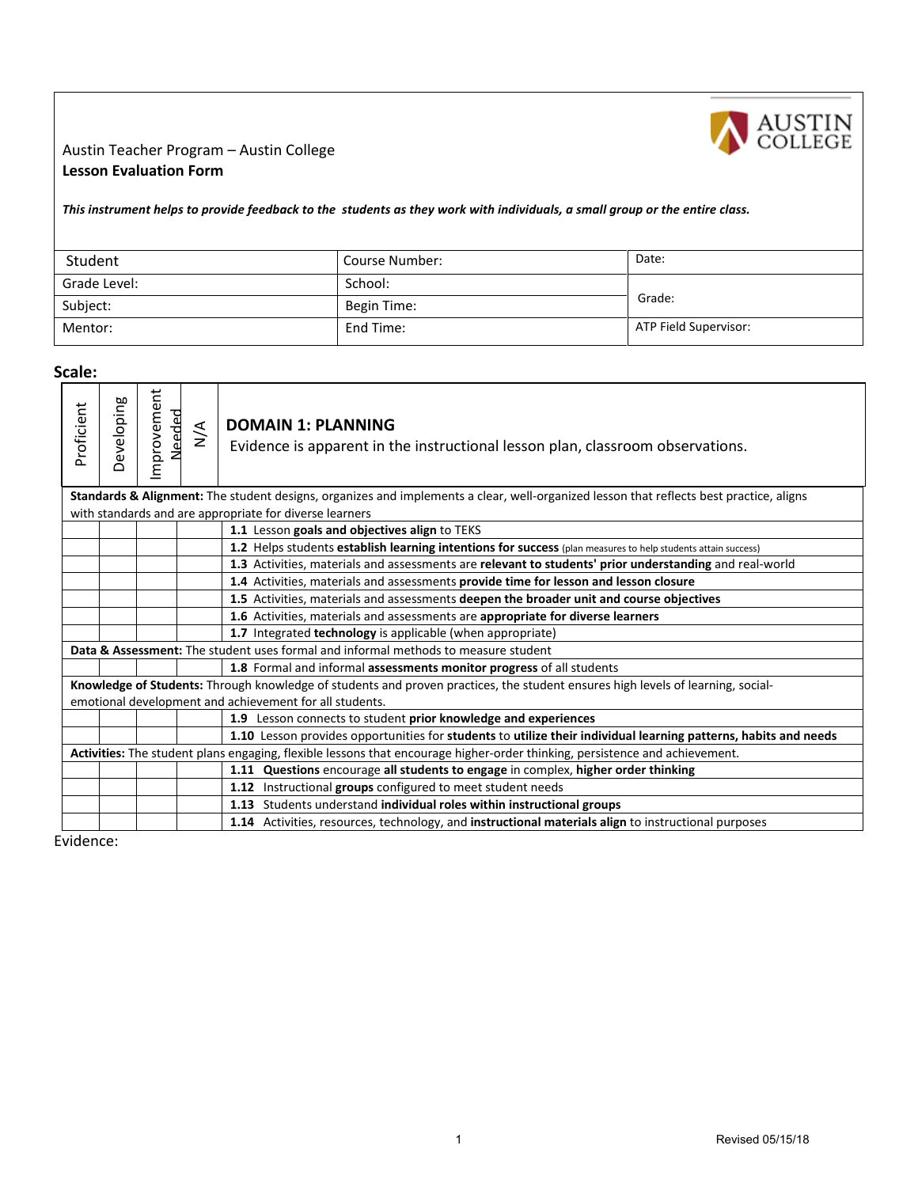Austin Teacher Program – Austin College
**Lesson Evaluation Form**

***This instrument helps to provide feedback to the students as they work with individuals, a small group or the entire class.***

| Student | Course Number: | Date: |
|---|---|---|
| Grade Level: | School: | Grade: |
| Subject: | Begin Time: | |
| Mentor: | End Time: | ATP Field Supervisor: |

## Scale:

| Proficient | Developing | Improvement Needed | N/A | **DOMAIN 1: PLANNING** Evidence is apparent in the instructional lesson plan, classroom observations. |
|---|---|---|---|---|
| **Standards & Alignment:** The student designs, organizes and implements a clear, well-organized lesson that reflects best practice, aligns with standards and are appropriate for diverse learners | | | | |
| | | | | **1.1** Lesson **goals and objectives align** to TEKS |
| | | | | **1.2** Helps students **establish learning intentions for success** (plan measures to help students attain success) |
| | | | | **1.3** Activities, materials and assessments are **relevant to students' prior understanding** and real-world |
| | | | | **1.4** Activities, materials and assessments **provide time for lesson and lesson closure** |
| | | | | **1.5** Activities, materials and assessments **deepen the broader unit and course objectives** |
| | | | | **1.6** Activities, materials and assessments are **appropriate for diverse learners** |
| | | | | **1.7** Integrated **technology** is applicable (when appropriate) |
| **Data & Assessment:** The student uses formal and informal methods to measure student | | | | |
| | | | | **1.8** Formal and informal **assessments monitor progress** of all students |
| **Knowledge of Students:** Through knowledge of students and proven practices, the student ensures high levels of learning, social-emotional development and achievement for all students. | | | | |
| | | | | **1.9** Lesson connects to student **prior knowledge and experiences** |
| | | | | **1.10** Lesson provides opportunities for **students** to **utilize their individual learning patterns, habits and needs** |
| **Activities:** The student plans engaging, flexible lessons that encourage higher-order thinking, persistence and achievement. | | | | |
| | | | | **1.11 Questions** encourage **all students to engage** in complex, **higher order thinking** |
| | | | | **1.12** Instructional **groups** configured to meet student needs |
| | | | | **1.13** Students understand **individual roles within instructional groups** |
| | | | | **1.14** Activities, resources, technology, and **instructional materials align** to instructional purposes |

Evidence:

Revised 05/15/18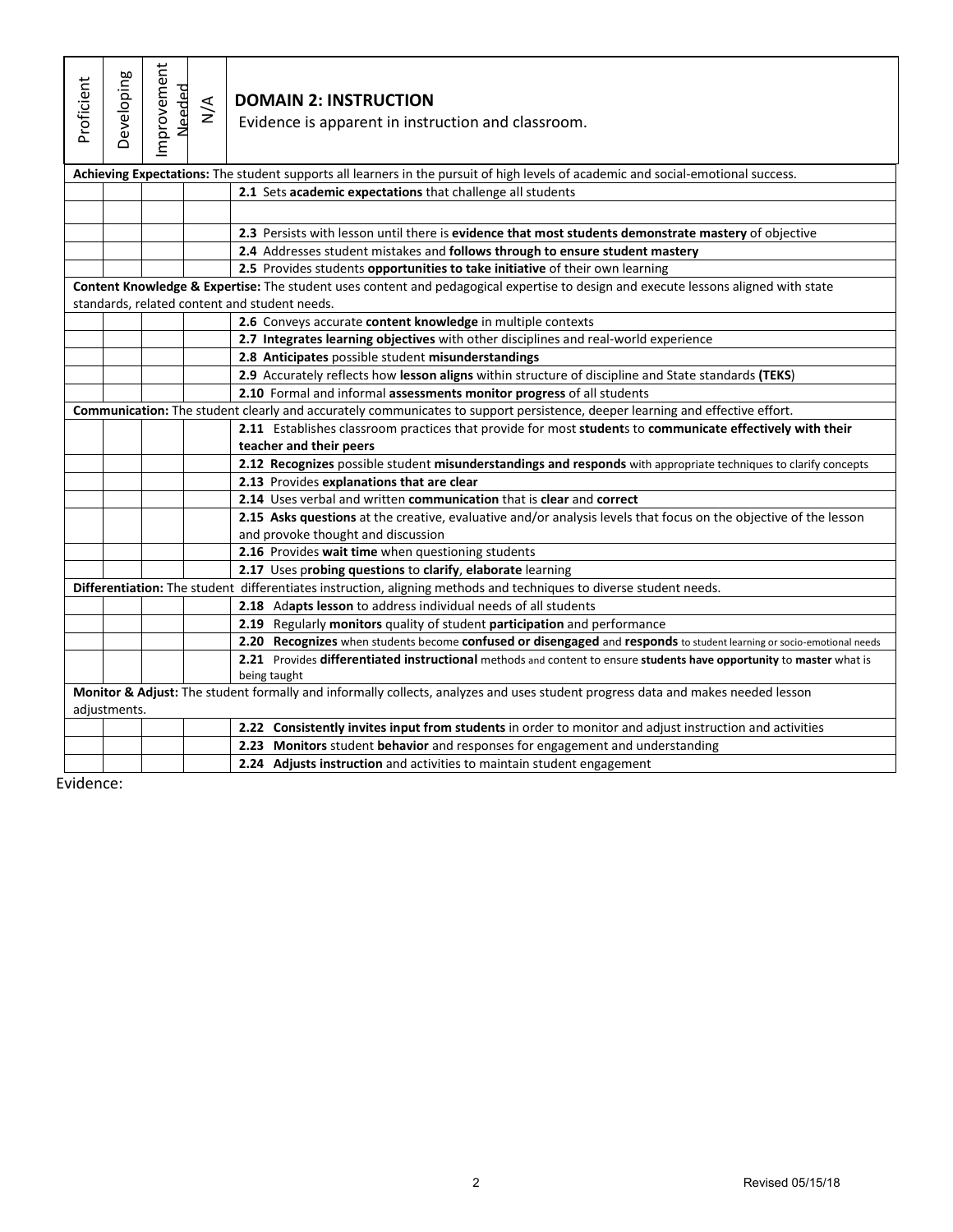| Proficient | Developing | Improvement Needed | N/A | **DOMAIN 2: INSTRUCTION** Evidence is apparent in instruction and classroom. |
|---|---|---|---|---|
| **Achieving Expectations:** The student supports all learners in the pursuit of high levels of academic and social-emotional success. | | | | |
| | | | | **2.1** Sets **academic expectations** that challenge all students |
| | | | | |
| | | | | **2.3** Persists with lesson until there is **evidence that most students demonstrate mastery** of objective |
| | | | | **2.4** Addresses student mistakes and **follows through to ensure student mastery** |
| | | | | **2.5** Provides students **opportunities to take initiative** of their own learning |
| **Content Knowledge & Expertise:** The student uses content and pedagogical expertise to design and execute lessons aligned with state standards, related content and student needs. | | | | |
| | | | | **2.6** Conveys accurate **content knowledge** in multiple contexts |
| | | | | **2.7 Integrates learning objectives** with other disciplines and real-world experience |
| | | | | **2.8 Anticipates** possible student **misunderstandings** |
| | | | | **2.9** Accurately reflects how **lesson aligns** within structure of discipline and State standards **(TEKS)** |
| | | | | **2.10** Formal and informal **assessments monitor progress** of all students |
| **Communication:** The student clearly and accurately communicates to support persistence, deeper learning and effective effort. | | | | |
| | | | | **2.11** Establishes classroom practices that provide for most **student**s to **communicate effectively with their teacher and their peers** |
| | | | | **2.12 Recognizes** possible student **misunderstandings and responds** with appropriate techniques to clarify concepts |
| | | | | **2.13** Provides **explanations that are clear** |
| | | | | **2.14** Uses verbal and written **communication** that is **clear** and **correct** |
| | | | | **2.15 Asks questions** at the creative, evaluative and/or analysis levels that focus on the objective of the lesson and provoke thought and discussion |
| | | | | **2.16** Provides **wait time** when questioning students |
| | | | | **2.17** Uses p**robing questions** to **clarify**, **elaborate** learning |
| **Differentiation:** The student differentiates instruction, aligning methods and techniques to diverse student needs. | | | | |
| | | | | **2.18** Ad**apts lesson** to address individual needs of all students |
| | | | | **2.19** Regularly **monitors** quality of student **participation** and performance |
| | | | | **2.20 Recognizes** when students become **confused or disengaged** and **responds** to student learning or socio-emotional needs |
| | | | | **2.21** Provides **differentiated instructional** methods and content to ensure **students have opportunity** to **master** what is being taught |
| **Monitor & Adjust:** The student formally and informally collects, analyzes and uses student progress data and makes needed lesson adjustments. | | | | |
| | | | | **2.22 Consistently invites input from students** in order to monitor and adjust instruction and activities |
| | | | | **2.23 Monitors** student **behavior** and responses for engagement and understanding |
| | | | | **2.24 Adjusts instruction** and activities to maintain student engagement |

Evidence:

Revised 05/15/18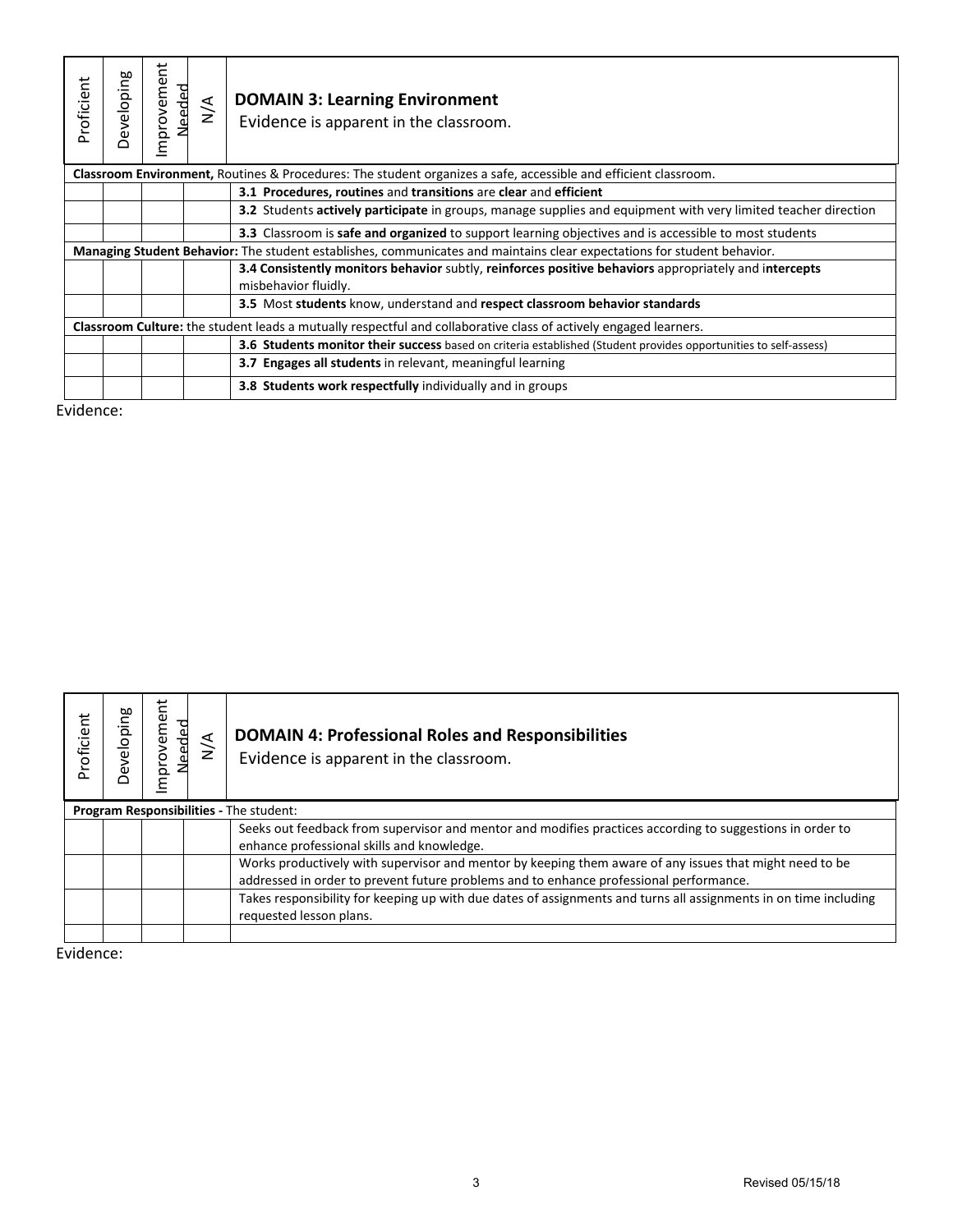| Proficient | Developing | Improvement Needed | N/A | **DOMAIN 3: Learning Environment** Evidence is apparent in the classroom. |
|---|---|---|---|---|
| **Classroom Environment,** Routines & Procedures: The student organizes a safe, accessible and efficient classroom. | | | | |
| | | | | **3.1 Procedures, routines** and **transitions** are **clear** and **efficient** |
| | | | | **3.2** Students **actively participate** in groups, manage supplies and equipment with very limited teacher direction |
| | | | | **3.3** Classroom is **safe and organized** to support learning objectives and is accessible to most students |
| **Managing Student Behavior:** The student establishes, communicates and maintains clear expectations for student behavior. | | | | |
| | | | | **3.4 Consistently monitors behavior** subtly, **reinforces positive behaviors** appropriately and i**ntercepts** misbehavior fluidly. |
| | | | | **3.5** Most **students** know, understand and **respect classroom behavior standards** |
| **Classroom Culture:** the student leads a mutually respectful and collaborative class of actively engaged learners. | | | | |
| | | | | **3.6 Students monitor their success** based on criteria established (Student provides opportunities to self-assess) |
| | | | | **3.7 Engages all students** in relevant, meaningful learning |
| | | | | **3.8 Students work respectfully** individually and in groups |

Evidence:

| Proficient | Developing | Improvement Needed | N/A | **DOMAIN 4: Professional Roles and Responsibilities** Evidence is apparent in the classroom. |
|---|---|---|---|---|
| **Program Responsibilities -** The student: | | | | |
| | | | | Seeks out feedback from supervisor and mentor and modifies practices according to suggestions in order to enhance professional skills and knowledge. |
| | | | | Works productively with supervisor and mentor by keeping them aware of any issues that might need to be addressed in order to prevent future problems and to enhance professional performance. |
| | | | | Takes responsibility for keeping up with due dates of assignments and turns all assignments in on time including requested lesson plans. |
| | | | | |

Evidence: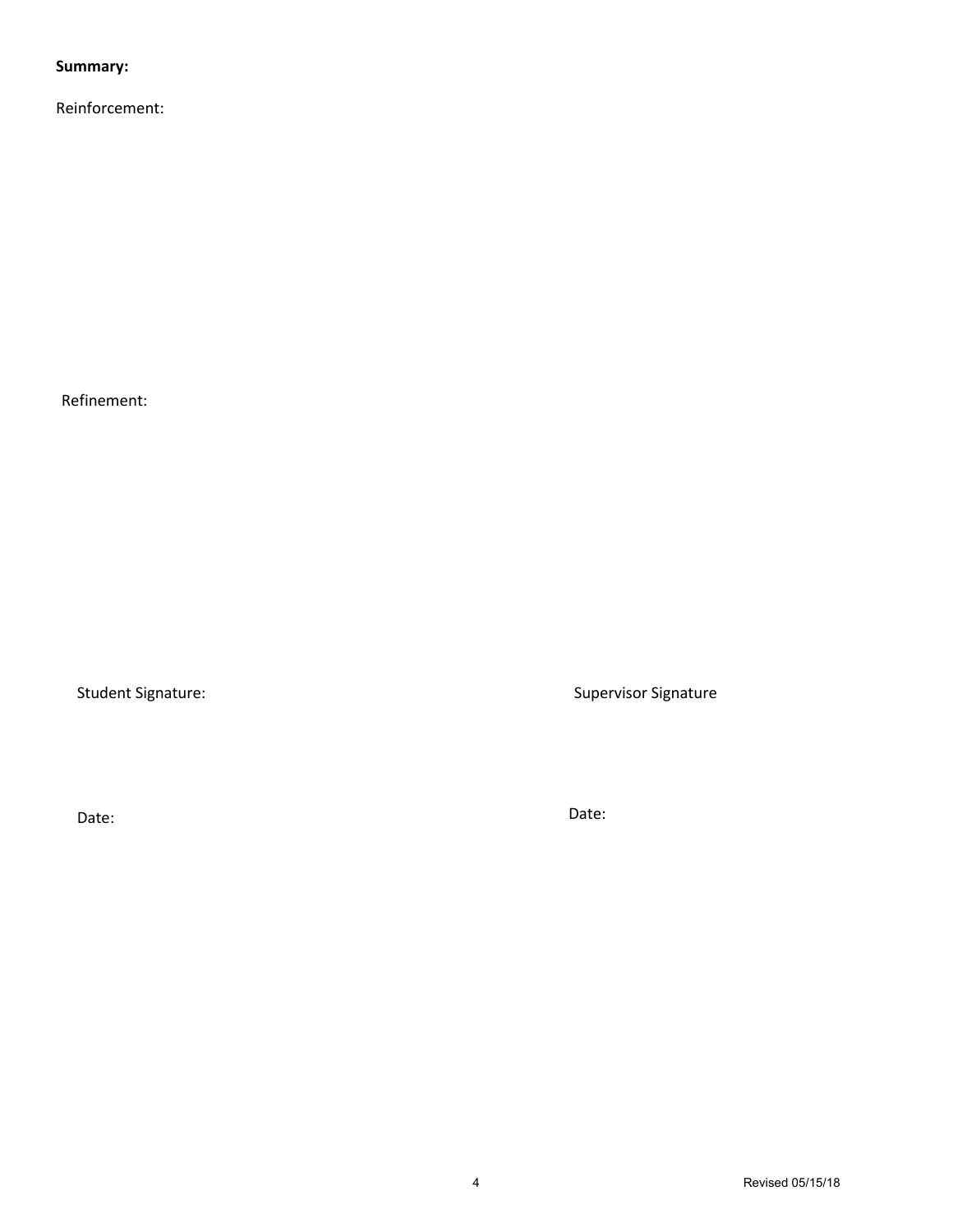**Summary:**

Reinforcement:

Refinement:

Student Signature:

Supervisor Signature

Date:

Date: